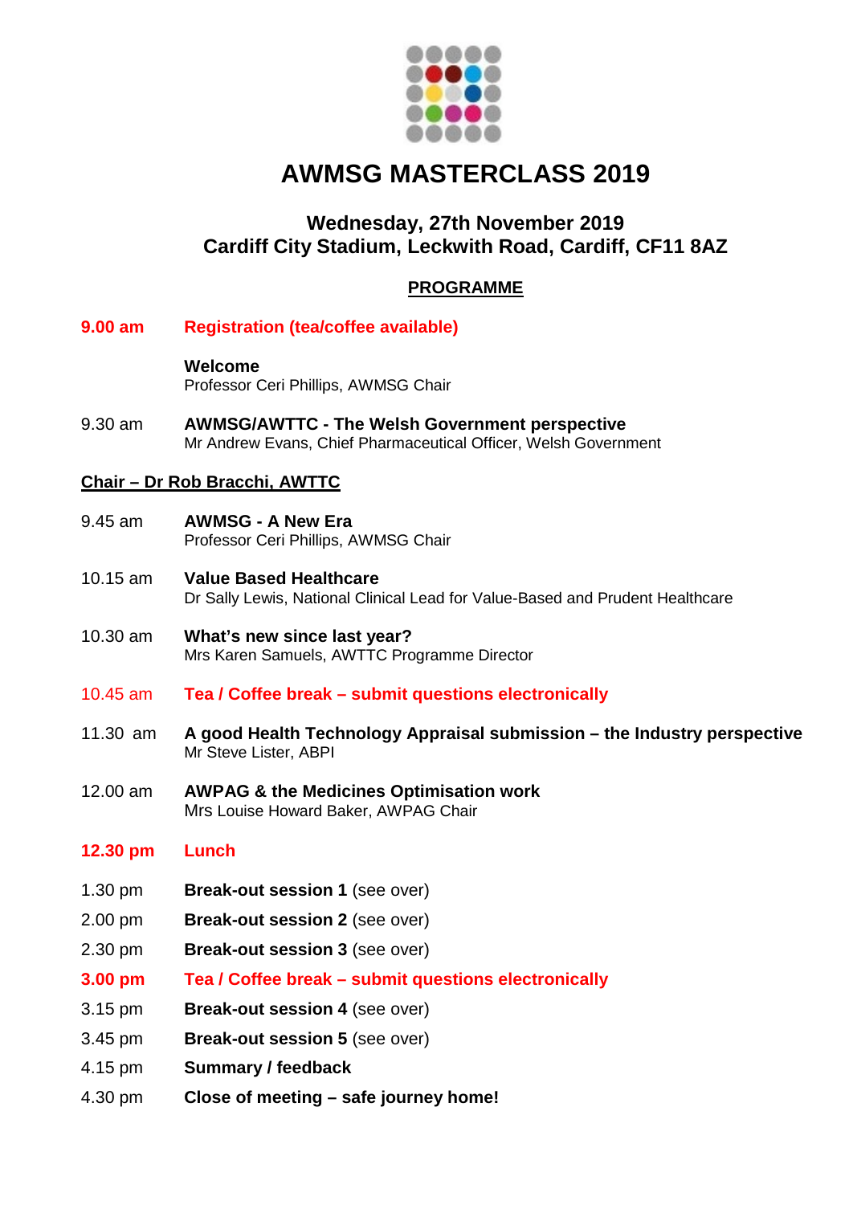# AWMSG MASTERCLASS 2019

## Wednesday, 27th November 2019
## Cardiff City Stadium, Leckwith Road, Cardiff, CF11 8AZ

### PROGRAMME

**9.00 am** **Registration (tea/coffee available)**

**Welcome**
Professor Ceri Phillips, AWMSG Chair

9.30 am **AWMSG/AWTTC - The Welsh Government perspective**
Mr Andrew Evans, Chief Pharmaceutical Officer, Welsh Government

**Chair – Dr Rob Bracchi, AWTTC**

9.45 am **AWMSG - A New Era**
Professor Ceri Phillips, AWMSG Chair

10.15 am **Value Based Healthcare**
Dr Sally Lewis, National Clinical Lead for Value-Based and Prudent Healthcare

10.30 am **What's new since last year?**
Mrs Karen Samuels, AWTTC Programme Director

10.45 am **Tea / Coffee break – submit questions electronically**

11.30 am **A good Health Technology Appraisal submission – the Industry perspective**
Mr Steve Lister, ABPI

12.00 am **AWPAG & the Medicines Optimisation work**
Mrs Louise Howard Baker, AWPAG Chair

**12.30 pm** **Lunch**

1.30 pm **Break-out session 1** (see over)

2.00 pm **Break-out session 2** (see over)

2.30 pm **Break-out session 3** (see over)

**3.00 pm** **Tea / Coffee break – submit questions electronically**

3.15 pm **Break-out session 4** (see over)

3.45 pm **Break-out session 5** (see over)

4.15 pm **Summary / feedback**

4.30 pm **Close of meeting – safe journey home!**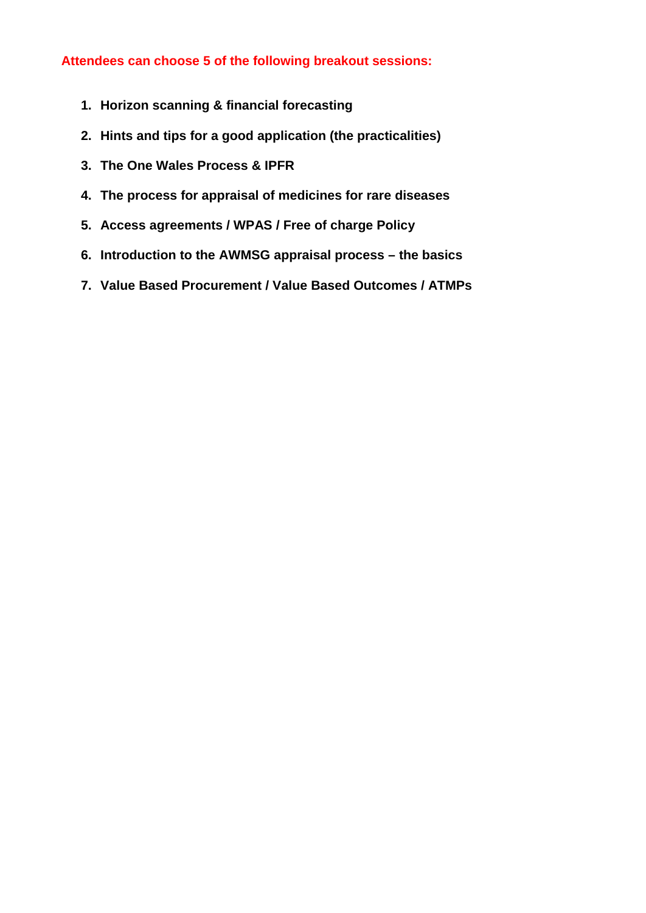**Attendees can choose 5 of the following breakout sessions:**

1. **Horizon scanning & financial forecasting**
2. **Hints and tips for a good application (the practicalities)**
3. **The One Wales Process & IPFR**
4. **The process for appraisal of medicines for rare diseases**
5. **Access agreements / WPAS / Free of charge Policy**
6. **Introduction to the AWMSG appraisal process – the basics**
7. **Value Based Procurement / Value Based Outcomes / ATMPs**